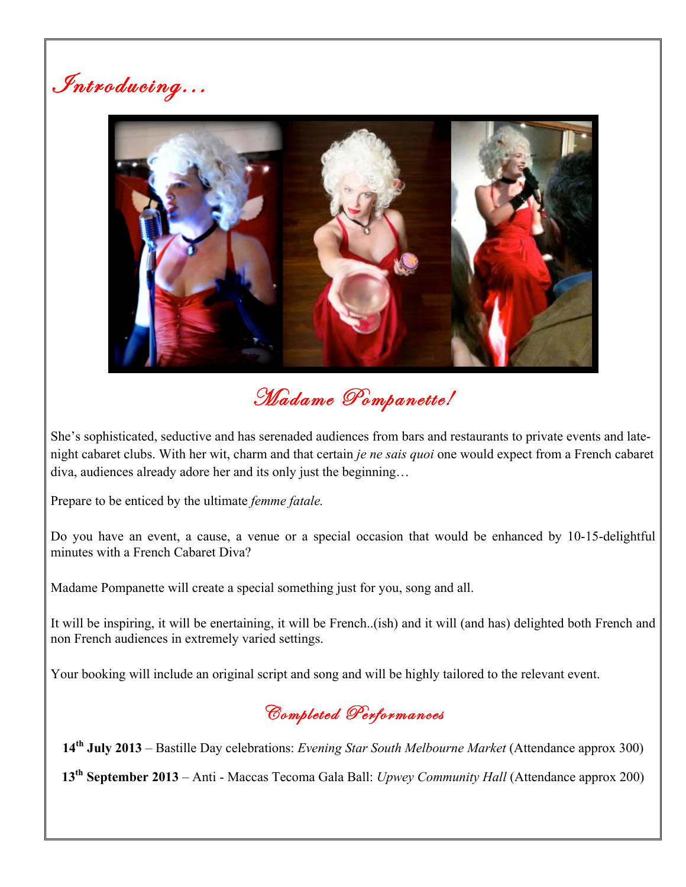# *Introducing…*

## *Madame Pompanette!*

She's sophisticated, seductive and has serenaded audiences from bars and restaurants to private events and late-night cabaret clubs. With her wit, charm and that certain *je ne sais quoi* one would expect from a French cabaret diva, audiences already adore her and its only just the beginning…

Prepare to be enticed by the ultimate *femme fatale.*

Do you have an event, a cause, a venue or a special occasion that would be enhanced by 10-15-delightful minutes with a French Cabaret Diva?

Madame Pompanette will create a special something just for you, song and all.

It will be inspiring, it will be enertaining, it will be French..(ish) and it will (and has) delighted both French and non French audiences in extremely varied settings.

Your booking will include an original script and song and will be highly tailored to the relevant event.

## *Completed Performances*

**14th July 2013** – Bastille Day celebrations: *Evening Star South Melbourne Market* (Attendance approx 300)

**13th September 2013** – Anti - Maccas Tecoma Gala Ball: *Upwey Community Hall* (Attendance approx 200)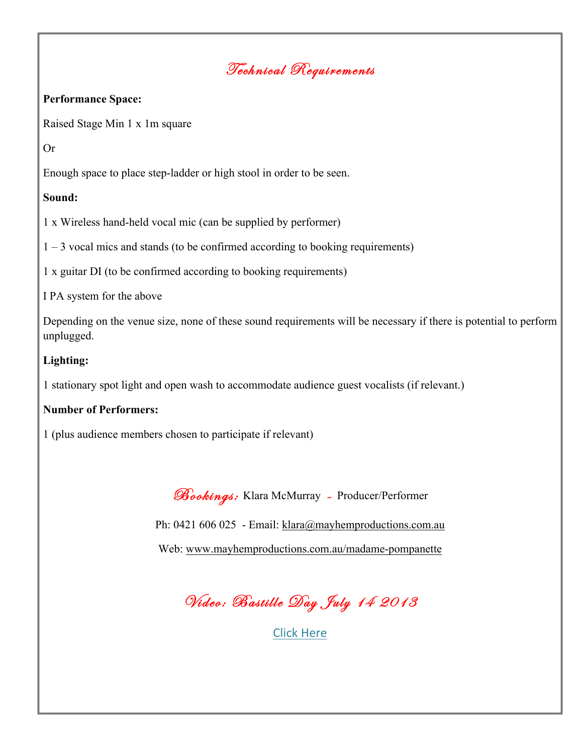# Technical Requirements

**Performance Space:**

Raised Stage Min 1 x 1m square

Or

Enough space to place step-ladder or high stool in order to be seen.

**Sound:**

1 x Wireless hand-held vocal mic (can be supplied by performer)

1 – 3 vocal mics and stands (to be confirmed according to booking requirements)

1 x guitar DI (to be confirmed according to booking requirements)

I PA system for the above

Depending on the venue size, none of these sound requirements will be necessary if there is potential to perform unplugged.

**Lighting:**

1 stationary spot light and open wash to accommodate audience guest vocalists (if relevant.)

**Number of Performers:**

1 (plus audience members chosen to participate if relevant)

*Bookings:* Klara McMurray - Producer/Performer

Ph: 0421 606 025 - Email: klara@mayhemproductions.com.au

Web: www.mayhemproductions.com.au/madame-pompanette

## Video: Bastille Day July 14 2013

Click Here